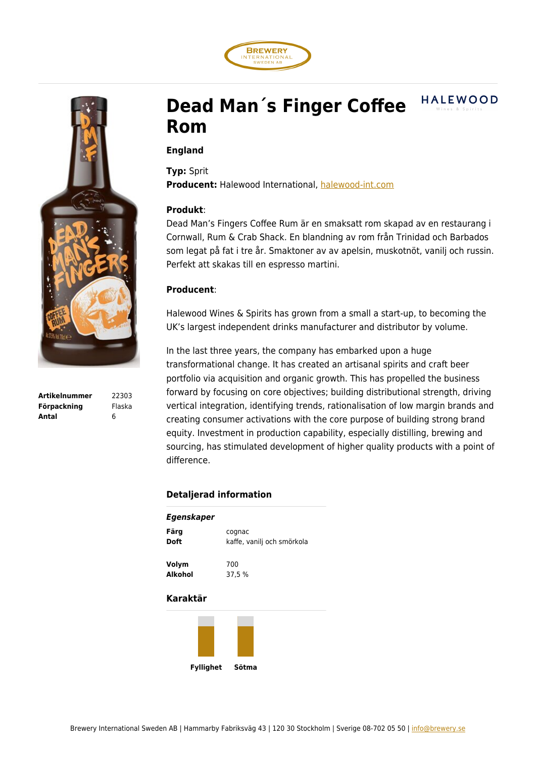# Dead Man´s Finger Coffee Rom

**England**

**Typ:** Sprit
**Producent:** Halewood International, halewood-int.com

**Produkt**:
Dead Man's Fingers Coffee Rum är en smaksatt rom skapad av en restaurang i Cornwall, Rum & Crab Shack. En blandning av rom från Trinidad och Barbados som legat på fat i tre år. Smaktoner av av apelsin, muskotnöt, vanilj och russin. Perfekt att skakas till en espresso martini.

**Producent**:

Halewood Wines & Spirits has grown from a small a start-up, to becoming the UK's largest independent drinks manufacturer and distributor by volume.

In the last three years, the company has embarked upon a huge transformational change. It has created an artisanal spirits and craft beer portfolio via acquisition and organic growth. This has propelled the business forward by focusing on core objectives; building distributional strength, driving vertical integration, identifying trends, rationalisation of low margin brands and creating consumer activations with the core purpose of building strong brand equity. Investment in production capability, especially distilling, brewing and sourcing, has stimulated development of higher quality products with a point of difference.

| | |
|---|---|
| **Artikelnummer** | 22303 |
| **Förpackning** | Flaska |
| **Antal** | 6 |

## Detaljerad information

### *Egenskaper*

| | |
|---|---|
| **Färg** | cognac |
| **Doft** | kaffe, vanilj och smörkola |
| **Volym** | 700 |
| **Alkohol** | 37,5 % |

### Karaktär

**Fyllighet** **Sötma**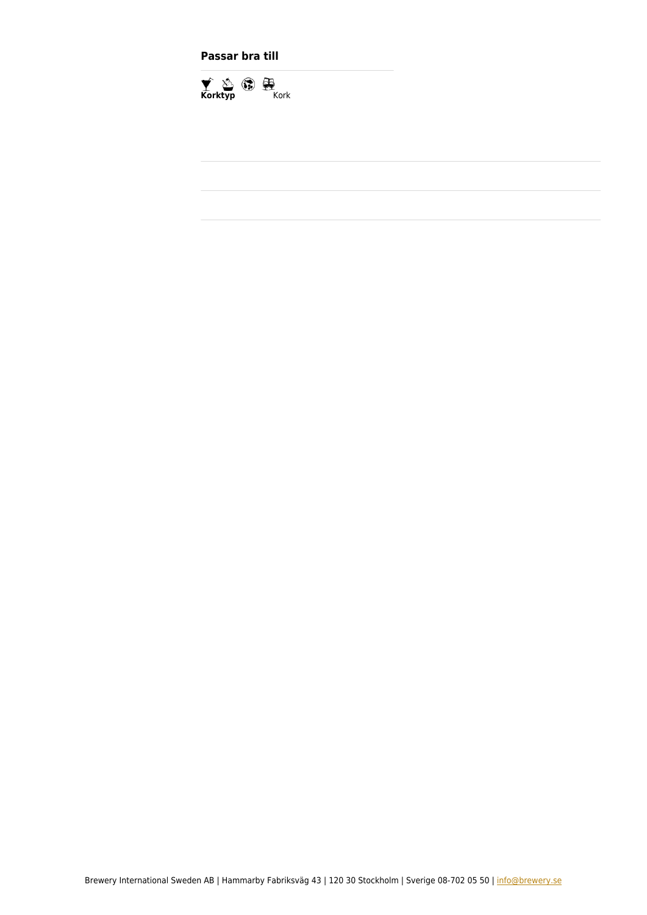### Passar bra till

**Korktyp**

Kork